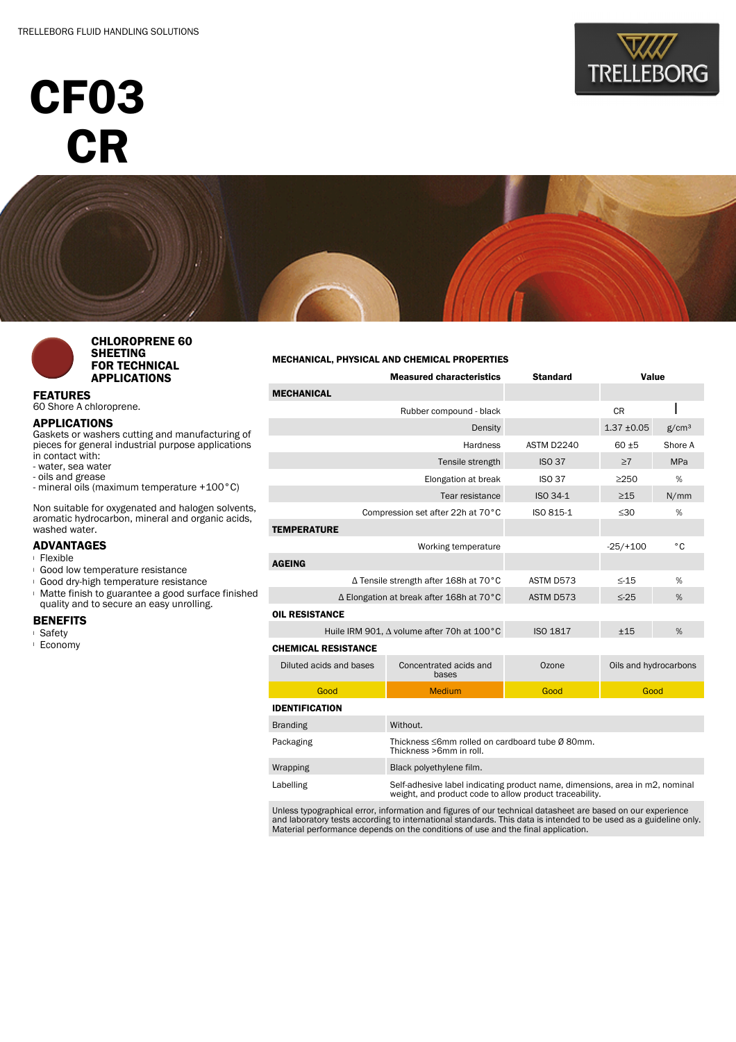TRELLEBORG FLUID HANDLING SOLUTIONS

# CF03 CR

## CHLOROPRENE 60 SHEETING FOR TECHNICAL APPLICATIONS

### FEATURES

60 Shore A chloroprene.

### APPLICATIONS

Gaskets or washers cutting and manufacturing of pieces for general industrial purpose applications in contact with:
- water, sea water
- oils and grease
- mineral oils (maximum temperature +100°C)

Non suitable for oxygenated and halogen solvents, aromatic hydrocarbon, mineral and organic acids, washed water.

### ADVANTAGES

- Flexible
- Good low temperature resistance
- Good dry-high temperature resistance
- Matte finish to guarantee a good surface finished quality and to secure an easy unrolling.

### BENEFITS

- Safety
- Economy

### MECHANICAL, PHYSICAL AND CHEMICAL PROPERTIES

| Measured characteristics | Standard | Value | |
|---|---|---|---|
| **MECHANICAL** | | | |
| Rubber compound - black | | CR | |
| Density | | 1.37 ±0.05 | g/cm³ |
| Hardness | ASTM D2240 | 60 ±5 | Shore A |
| Tensile strength | ISO 37 | ≥7 | MPa |
| Elongation at break | ISO 37 | ≥250 | % |
| Tear resistance | ISO 34-1 | ≥15 | N/mm |
| Compression set after 22h at 70°C | ISO 815-1 | ≤30 | % |
| **TEMPERATURE** | | | |
| Working temperature | | -25/+100 | °C |
| **AGEING** | | | |
| Δ Tensile strength after 168h at 70°C | ASTM D573 | ≤-15 | % |
| Δ Elongation at break after 168h at 70°C | ASTM D573 | ≤-25 | % |
| **OIL RESISTANCE** | | | |
| Huile IRM 901, Δ volume after 70h at 100°C | ISO 1817 | ±15 | % |

**CHEMICAL RESISTANCE**

| Diluted acids and bases | Concentrated acids and bases | Ozone | Oils and hydrocarbons |
|---|---|---|---|
| Good | Medium | Good | Good |

**IDENTIFICATION**

| | |
|---|---|
| Branding | Without. |
| Packaging | Thickness ≤6mm rolled on cardboard tube Ø 80mm.<br>Thickness >6mm in roll. |
| Wrapping | Black polyethylene film. |
| Labelling | Self-adhesive label indicating product name, dimensions, area in m2, nominal weight, and product code to allow product traceability. |

Unless typographical error, information and figures of our technical datasheet are based on our experience and laboratory tests according to international standards. This data is intended to be used as a guideline only. Material performance depends on the conditions of use and the final application.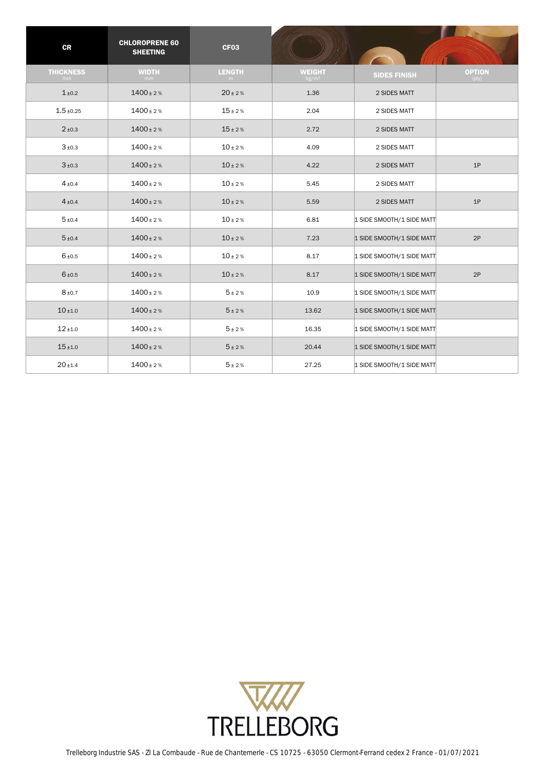| CR | CHLOROPRENE 60 SHEETING | CF03 | | | |
|---|---|---|---|---|---|
| THICKNESS mm | WIDTH mm | LENGTH m | WEIGHT kg/m² | SIDES FINISH | OPTION (ply) |
| 1 ±0.2 | 1400 ± 2 % | 20 ± 2 % | 1.36 | 2 SIDES MATT | |
| 1.5 ±0.25 | 1400 ± 2 % | 15 ± 2 % | 2.04 | 2 SIDES MATT | |
| 2 ±0.3 | 1400 ± 2 % | 15 ± 2 % | 2.72 | 2 SIDES MATT | |
| 3 ±0.3 | 1400 ± 2 % | 10 ± 2 % | 4.09 | 2 SIDES MATT | |
| 3 ±0.3 | 1400 ± 2 % | 10 ± 2 % | 4.22 | 2 SIDES MATT | 1P |
| 4 ±0.4 | 1400 ± 2 % | 10 ± 2 % | 5.45 | 2 SIDES MATT | |
| 4 ±0.4 | 1400 ± 2 % | 10 ± 2 % | 5.59 | 2 SIDES MATT | 1P |
| 5 ±0.4 | 1400 ± 2 % | 10 ± 2 % | 6.81 | 1 SIDE SMOOTH/1 SIDE MATT | |
| 5 ±0.4 | 1400 ± 2 % | 10 ± 2 % | 7.23 | 1 SIDE SMOOTH/1 SIDE MATT | 2P |
| 6 ±0.5 | 1400 ± 2 % | 10 ± 2 % | 8.17 | 1 SIDE SMOOTH/1 SIDE MATT | |
| 6 ±0.5 | 1400 ± 2 % | 10 ± 2 % | 8.17 | 1 SIDE SMOOTH/1 SIDE MATT | 2P |
| 8 ±0.7 | 1400 ± 2 % | 5 ± 2 % | 10.9 | 1 SIDE SMOOTH/1 SIDE MATT | |
| 10 ±1.0 | 1400 ± 2 % | 5 ± 2 % | 13.62 | 1 SIDE SMOOTH/1 SIDE MATT | |
| 12 ±1.0 | 1400 ± 2 % | 5 ± 2 % | 16.35 | 1 SIDE SMOOTH/1 SIDE MATT | |
| 15 ±1.0 | 1400 ± 2 % | 5 ± 2 % | 20.44 | 1 SIDE SMOOTH/1 SIDE MATT | |
| 20 ±1.4 | 1400 ± 2 % | 5 ± 2 % | 27.25 | 1 SIDE SMOOTH/1 SIDE MATT | |

TRELLEBORG

Trelleborg Industrie SAS - ZI La Combaude - Rue de Chantemerle - CS 10725 - 63050 Clermont-Ferrand cedex 2 France - 01/07/2021